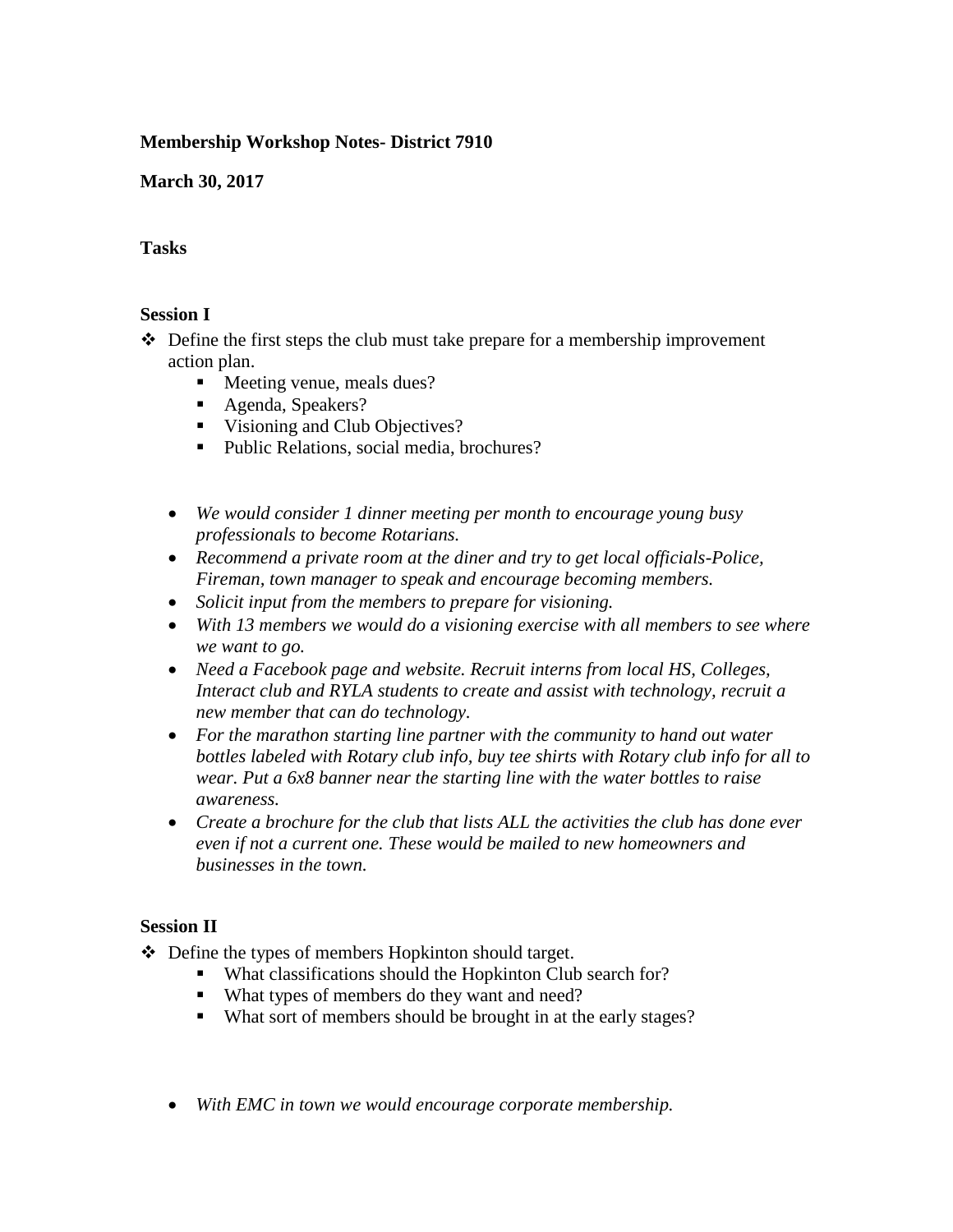**Membership Workshop Notes- District 7910**

**March 30, 2017**

**Tasks**

**Session I**

- Define the first steps the club must take prepare for a membership improvement action plan.
  - Meeting venue, meals dues?
  - Agenda, Speakers?
  - Visioning and Club Objectives?
  - Public Relations, social media, brochures?

- *We would consider 1 dinner meeting per month to encourage young busy professionals to become Rotarians.*
- *Recommend a private room at the diner and try to get local officials-Police, Fireman, town manager to speak and encourage becoming members.*
- *Solicit input from the members to prepare for visioning.*
- *With 13 members we would do a visioning exercise with all members to see where we want to go.*
- *Need a Facebook page and website. Recruit interns from local HS, Colleges, Interact club and RYLA students to create and assist with technology, recruit a new member that can do technology.*
- *For the marathon starting line partner with the community to hand out water bottles labeled with Rotary club info, buy tee shirts with Rotary club info for all to wear. Put a 6x8 banner near the starting line with the water bottles to raise awareness.*
- *Create a brochure for the club that lists ALL the activities the club has done ever even if not a current one. These would be mailed to new homeowners and businesses in the town.*

**Session II**

- Define the types of members Hopkinton should target.
  - What classifications should the Hopkinton Club search for?
  - What types of members do they want and need?
  - What sort of members should be brought in at the early stages?

- *With EMC in town we would encourage corporate membership.*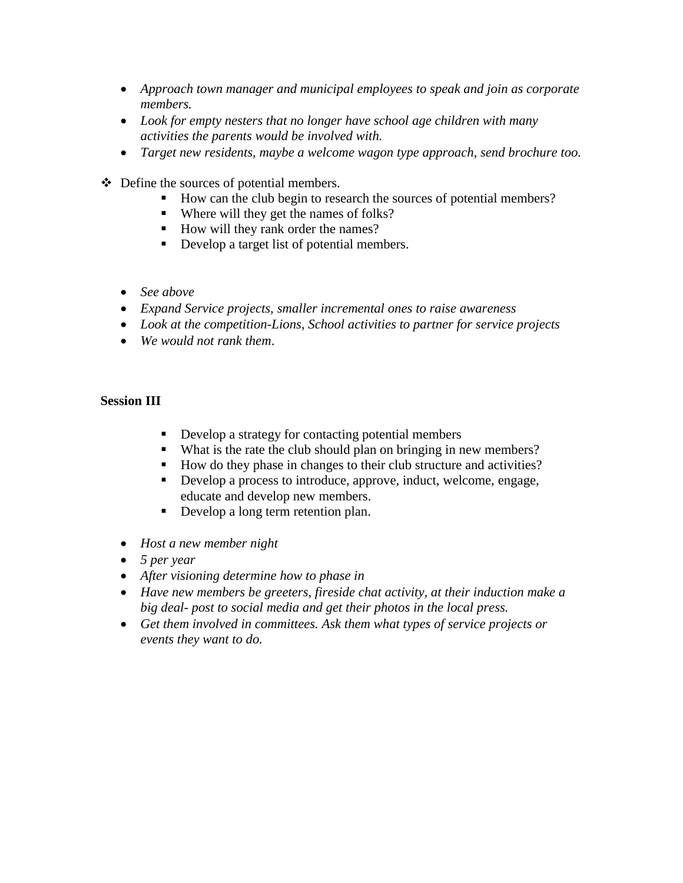- *Approach town manager and municipal employees to speak and join as corporate members.*
- *Look for empty nesters that no longer have school age children with many activities the parents would be involved with.*
- *Target new residents, maybe a welcome wagon type approach, send brochure too.*

- Define the sources of potential members.
    - How can the club begin to research the sources of potential members?
    - Where will they get the names of folks?
    - How will they rank order the names?
    - Develop a target list of potential members.

- *See above*
- *Expand Service projects, smaller incremental ones to raise awareness*
- *Look at the competition-Lions, School activities to partner for service projects*
- *We would not rank them*.

**Session III**

- Develop a strategy for contacting potential members
- What is the rate the club should plan on bringing in new members?
- How do they phase in changes to their club structure and activities?
- Develop a process to introduce, approve, induct, welcome, engage, educate and develop new members.
- Develop a long term retention plan.

- *Host a new member night*
- *5 per year*
- *After visioning determine how to phase in*
- *Have new members be greeters, fireside chat activity, at their induction make a big deal- post to social media and get their photos in the local press.*
- *Get them involved in committees. Ask them what types of service projects or events they want to do.*